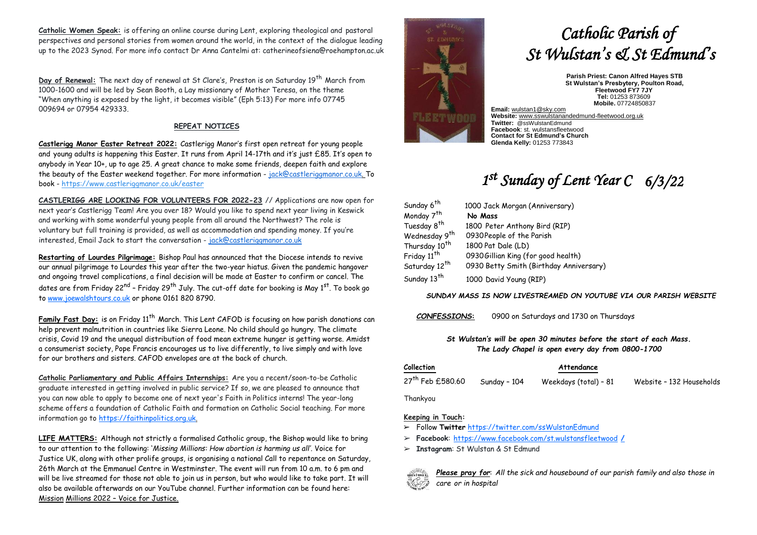**Catholic Women Speak:** is offering an online course during Lent, exploring theological and pastoral perspectives and personal stories from women around the world, in the context of the dialogue leading up to the 2023 Synod. For more info contact Dr Anna Cantelmi at: catherineofsiena@roehampton.ac.uk

**Day of Renewal:** The next day of renewal at St Clare's, Preston is on Saturday 19th March from 1000-1600 and will be led by Sean Booth, a Lay missionary of Mother Teresa, on the theme "When anything is exposed by the light, it becomes visible" (Eph 5:13) For more info 07745 009694 or 07954 429333.

## REPEAT NOTICES

**Castlerigg Manor Easter Retreat 2022:** Castlerigg Manor's first open retreat for young people and young adults is happening this Easter. It runs from April 14-17th and it's just £85. It's open to anybody in Year 10+, up to age 25. A great chance to make some friends, deepen faith and explore the beauty of the Easter weekend together. For more information - jack@castleriggmanor.co.uk. To book - https://www.castleriggmanor.co.uk/easter

**CASTLERIGG ARE LOOKING FOR VOLUNTEERS FOR 2022-23** // Applications are now open for next year's Castlerigg Team! Are you over 18? Would you like to spend next year living in Keswick and working with some wonderful young people from all around the Northwest? The role is voluntary but full training is provided, as well as accommodation and spending money. If you're interested, Email Jack to start the conversation - jack@castleriggmanor.co.uk

**Restarting of Lourdes Pilgrimage:** Bishop Paul has announced that the Diocese intends to revive our annual pilgrimage to Lourdes this year after the two-year hiatus. Given the pandemic hangover and ongoing travel complications, a final decision will be made at Easter to confirm or cancel. The dates are from Friday 22nd – Friday 29th July. The cut-off date for booking is May 1st. To book go to www.joewalshtours.co.uk or phone 0161 820 8790.

**Family Fast Day:** is on Friday 11th March. This Lent CAFOD is focusing on how parish donations can help prevent malnutrition in countries like Sierra Leone. No child should go hungry. The climate crisis, Covid 19 and the unequal distribution of food mean extreme hunger is getting worse. Amidst a consumerist society, Pope Francis encourages us to live differently, to live simply and with love for our brothers and sisters. CAFOD envelopes are at the back of church.

**Catholic Parliamentary and Public Affairs Internships:** Are you a recent/soon-to-be Catholic graduate interested in getting involved in public service? If so, we are pleased to announce that you can now able to apply to become one of next year's Faith in Politics interns! The year-long scheme offers a foundation of Catholic Faith and formation on Catholic Social teaching. For more information go to https://faithinpolitics.org.uk.

**LIFE MATTERS:** Although not strictly a formalised Catholic group, the Bishop would like to bring to our attention to the following: '*Missing Millions: How abortion is harming us all'*. Voice for Justice UK, along with other prolife groups, is organising a national Call to repentance on Saturday, 26th March at the Emmanuel Centre in Westminster. The event will run from 10 a.m. to 6 pm and will be live streamed for those not able to join us in person, but who would like to take part. It will also be available afterwards on our YouTube channel. Further information can be found here: Mission Millions 2022 – Voice for Justice.

# *Catholic Parish of St Wulstan's & St Edmund's*

**Parish Priest: Canon Alfred Hayes STB**
**St Wulstan's Presbytery, Poulton Road, Fleetwood FY7 7JY**
**Tel:** 01253 873609
**Mobile.** 07724850837

**Email:** wulstan1@sky.com
**Website:** www.sswulstanandedmund-fleetwood.org.uk
**Twitter:** @ssWulstanEdmund
**Facebook**: st. wulstansfleetwood
**Contact for St Edmund's Church**
**Glenda Kelly:** 01253 773843

## *1st Sunday of Lent Year C 6/3/22*

| | |
|---|---|
| Sunday 6th | 1000 Jack Morgan (Anniversary) |
| Monday 7th | **No Mass** |
| Tuesday 8th | 1800 Peter Anthony Bird (RIP) |
| Wednesday 9th | 0930 People of the Parish |
| Thursday 10th | 1800 Pat Dale (LD) |
| Friday 11th | 0930 Gillian King (for good health) |
| Saturday 12th | 0930 Betty Smith (Birthday Anniversary) |
| Sunday 13th | 1000 David Young (RIP) |

***SUNDAY MASS IS NOW LIVESTREAMED ON YOUTUBE VIA OUR PARISH WEBSITE***

***CONFESSIONS*:** 0900 on Saturdays and 1730 on Thursdays

***St Wulstan's will be open 30 minutes before the start of each Mass.***
***The Lady Chapel is open every day from 0800-1700***

| **Collection** | **Attendance** | | |
|---|---|---|---|
| 27th Feb £580.60 | Sunday – 104 | Weekdays (total) – 81 | Website – 132 Households |

Thankyou

**Keeping in Touch:**

- Follow **Twitter** https://twitter.com/ssWulstanEdmund
- **Facebook**: https://www.facebook.com/st.wulstansfleetwood /
- **Instagram**: St Wulstan & St Edmund

***Please pray for**: All the sick and housebound of our parish family and also those in care or in hospital*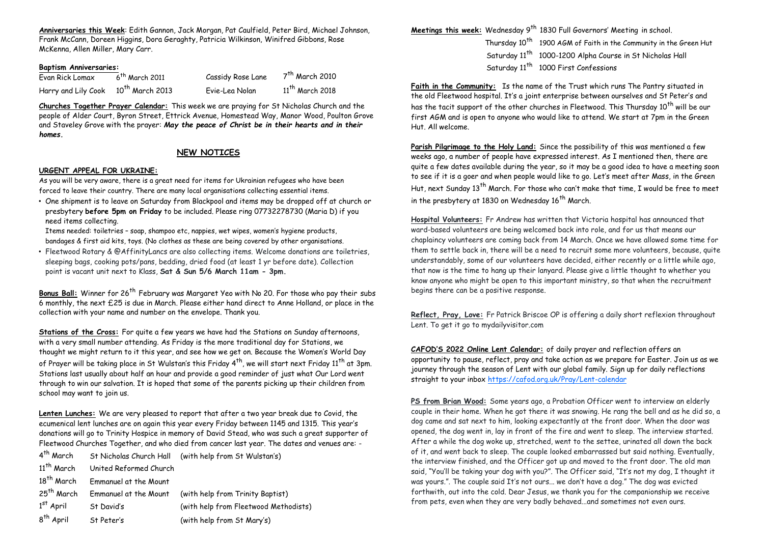**Anniversaries this Week**: Edith Gannon, Jack Morgan, Pat Caulfield, Peter Bird, Michael Johnson, Frank McCann, Doreen Higgins, Dora Geraghty, Patricia Wilkinson, Winifred Gibbons, Rose McKenna, Allen Miller, Mary Carr.

**Baptism Anniversaries:**

| | | | |
|---|---|---|---|
| Evan Rick Lomax | 6th March 2011 | Cassidy Rose Lane | 7th March 2010 |
| Harry and Lily Cook | 10th March 2013 | Evie-Lea Nolan | 11th March 2018 |

**Churches Together Prayer Calendar:** This week we are praying for St Nicholas Church and the people of Alder Court, Byron Street, Ettrick Avenue, Homestead Way, Manor Wood, Poulton Grove and Staveley Grove with the prayer: ***May the peace of Christ be in their hearts and in their homes.***

## NEW NOTICES

**URGENT APPEAL FOR UKRAINE:**

As you will be very aware, there is a great need for items for Ukrainian refugees who have been forced to leave their country. There are many local organisations collecting essential items.

- One shipment is to leave on Saturday from Blackpool and items may be dropped off at church or presbytery **before 5pm on Friday** to be included. Please ring 07732278730 (Maria D) if you need items collecting.
  Items needed: toiletries – soap, shampoo etc, nappies, wet wipes, women's hygiene products, bandages & first aid kits, toys. (No clothes as these are being covered by other organisations.
- Fleetwood Rotary & @AffinityLancs are also collecting items. Welcome donations are toiletries, sleeping bags, cooking pots/pans, bedding, dried food (at least 1 yr before date). Collection point is vacant unit next to Klass, **Sat & Sun 5/6 March 11am - 3pm.**

**Bonus Ball:** Winner for 26th February was Margaret Yeo with No 20. For those who pay their subs 6 monthly, the next £25 is due in March. Please either hand direct to Anne Holland, or place in the collection with your name and number on the envelope. Thank you.

**Stations of the Cross:** For quite a few years we have had the Stations on Sunday afternoons, with a very small number attending. As Friday is the more traditional day for Stations, we thought we might return to it this year, and see how we get on. Because the Women's World Day of Prayer will be taking place in St Wulstan's this Friday 4th, we will start next Friday 11th at 3pm. Stations last usually about half an hour and provide a good reminder of just what Our Lord went through to win our salvation. It is hoped that some of the parents picking up their children from school may want to join us.

**Lenten Lunches:** We are very pleased to report that after a two year break due to Covid, the ecumenical lent lunches are on again this year every Friday between 1145 and 1315. This year's donations will go to Trinity Hospice in memory of David Stead, who was such a great supporter of Fleetwood Churches Together, and who died from cancer last year. The dates and venues are: -

| | | |
|---|---|---|
| 4th March | St Nicholas Church Hall | (with help from St Wulstan's) |
| 11th March | United Reformed Church | |
| 18th March | Emmanuel at the Mount | |
| 25th March | Emmanuel at the Mount | (with help from Trinity Baptist) |
| 1st April | St David's | (with help from Fleetwood Methodists) |
| 8th April | St Peter's | (with help from St Mary's) |

**Meetings this week:**

| | |
|---|---|
| Wednesday 9th | 1830 Full Governors' Meeting in school. |
| Thursday 10th | 1900 AGM of Faith in the Community in the Green Hut |
| Saturday 11th | 1000-1200 Alpha Course in St Nicholas Hall |
| Saturday 11th | 1000 First Confessions |

**Faith in the Community:** Is the name of the Trust which runs The Pantry situated in the old Fleetwood hospital. It's a joint enterprise between ourselves and St Peter's and has the tacit support of the other churches in Fleetwood. This Thursday 10th will be our first AGM and is open to anyone who would like to attend. We start at 7pm in the Green Hut. All welcome.

**Parish Pilgrimage to the Holy Land:** Since the possibility of this was mentioned a few weeks ago, a number of people have expressed interest. As I mentioned then, there are quite a few dates available during the year, so it may be a good idea to have a meeting soon to see if it is a goer and when people would like to go. Let's meet after Mass, in the Green Hut, next Sunday 13th March. For those who can't make that time, I would be free to meet in the presbytery at 1830 on Wednesday 16th March.

**Hospital Volunteers:** Fr Andrew has written that Victoria hospital has announced that ward-based volunteers are being welcomed back into role, and for us that means our chaplaincy volunteers are coming back from 14 March. Once we have allowed some time for them to settle back in, there will be a need to recruit some more volunteers, because, quite understandably, some of our volunteers have decided, either recently or a little while ago, that now is the time to hang up their lanyard. Please give a little thought to whether you know anyone who might be open to this important ministry, so that when the recruitment begins there can be a positive response.

**Reflect, Pray, Love:** Fr Patrick Briscoe OP is offering a daily short reflexion throughout Lent. To get it go to mydailyvisitor.com

**CAFOD'S 2022 Online Lent Calendar:** of daily prayer and reflection offers an opportunity to pause, reflect, pray and take action as we prepare for Easter. Join us as we journey through the season of Lent with our global family. Sign up for daily reflections straight to your inbox https://cafod.org.uk/Pray/Lent-calendar

**PS from Brian Wood:** Some years ago, a Probation Officer went to interview an elderly couple in their home. When he got there it was snowing. He rang the bell and as he did so, a dog came and sat next to him, looking expectantly at the front door. When the door was opened, the dog went in, lay in front of the fire and went to sleep. The interview started. After a while the dog woke up, stretched, went to the settee, urinated all down the back of it, and went back to sleep. The couple looked embarrassed but said nothing. Eventually, the interview finished, and the Officer got up and moved to the front door. The old man said, "You'll be taking your dog with you?". The Officer said, "It's not my dog, I thought it was yours.". The couple said It's not ours... we don't have a dog." The dog was evicted forthwith, out into the cold. Dear Jesus, we thank you for the companionship we receive from pets, even when they are very badly behaved...and sometimes not even ours.